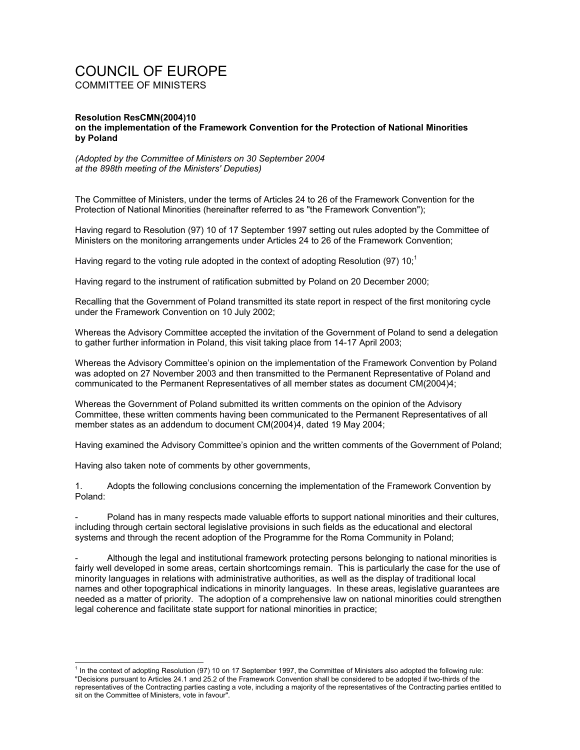# COUNCIL OF EUROPE

COMMITTEE OF MINISTERS

**Resolution ResCMN(2004)10**
**on the implementation of the Framework Convention for the Protection of National Minorities by Poland**

*(Adopted by the Committee of Ministers on 30 September 2004 at the 898th meeting of the Ministers' Deputies)*

The Committee of Ministers, under the terms of Articles 24 to 26 of the Framework Convention for the Protection of National Minorities (hereinafter referred to as "the Framework Convention");

Having regard to Resolution (97) 10 of 17 September 1997 setting out rules adopted by the Committee of Ministers on the monitoring arrangements under Articles 24 to 26 of the Framework Convention;

Having regard to the voting rule adopted in the context of adopting Resolution (97) 10;[1]

Having regard to the instrument of ratification submitted by Poland on 20 December 2000;

Recalling that the Government of Poland transmitted its state report in respect of the first monitoring cycle under the Framework Convention on 10 July 2002;

Whereas the Advisory Committee accepted the invitation of the Government of Poland to send a delegation to gather further information in Poland, this visit taking place from 14-17 April 2003;

Whereas the Advisory Committee's opinion on the implementation of the Framework Convention by Poland was adopted on 27 November 2003 and then transmitted to the Permanent Representative of Poland and communicated to the Permanent Representatives of all member states as document CM(2004)4;

Whereas the Government of Poland submitted its written comments on the opinion of the Advisory Committee, these written comments having been communicated to the Permanent Representatives of all member states as an addendum to document CM(2004)4, dated 19 May 2004;

Having examined the Advisory Committee's opinion and the written comments of the Government of Poland;

Having also taken note of comments by other governments,

1. Adopts the following conclusions concerning the implementation of the Framework Convention by Poland:

- Poland has in many respects made valuable efforts to support national minorities and their cultures, including through certain sectoral legislative provisions in such fields as the educational and electoral systems and through the recent adoption of the Programme for the Roma Community in Poland;

- Although the legal and institutional framework protecting persons belonging to national minorities is fairly well developed in some areas, certain shortcomings remain. This is particularly the case for the use of minority languages in relations with administrative authorities, as well as the display of traditional local names and other topographical indications in minority languages. In these areas, legislative guarantees are needed as a matter of priority. The adoption of a comprehensive law on national minorities could strengthen legal coherence and facilitate state support for national minorities in practice;

---

[1] In the context of adopting Resolution (97) 10 on 17 September 1997, the Committee of Ministers also adopted the following rule: "Decisions pursuant to Articles 24.1 and 25.2 of the Framework Convention shall be considered to be adopted if two-thirds of the representatives of the Contracting parties casting a vote, including a majority of the representatives of the Contracting parties entitled to sit on the Committee of Ministers, vote in favour".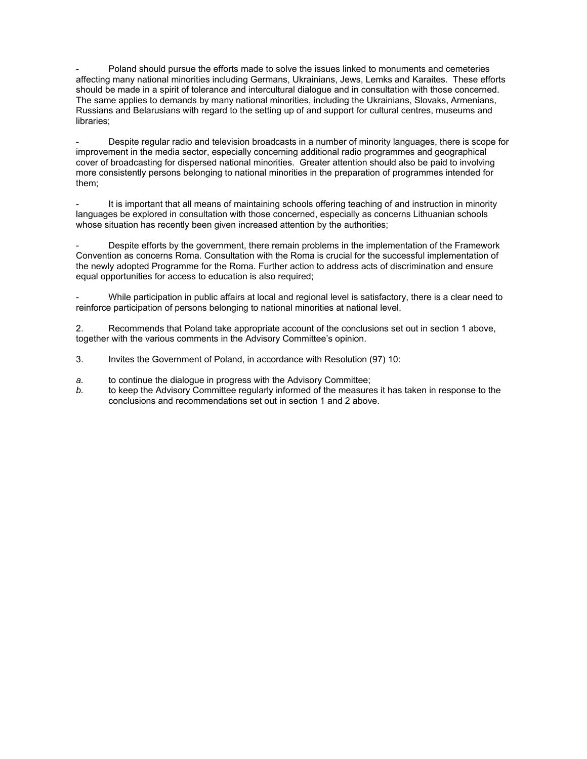- Poland should pursue the efforts made to solve the issues linked to monuments and cemeteries affecting many national minorities including Germans, Ukrainians, Jews, Lemks and Karaites. These efforts should be made in a spirit of tolerance and intercultural dialogue and in consultation with those concerned. The same applies to demands by many national minorities, including the Ukrainians, Slovaks, Armenians, Russians and Belarusians with regard to the setting up of and support for cultural centres, museums and libraries;

- Despite regular radio and television broadcasts in a number of minority languages, there is scope for improvement in the media sector, especially concerning additional radio programmes and geographical cover of broadcasting for dispersed national minorities. Greater attention should also be paid to involving more consistently persons belonging to national minorities in the preparation of programmes intended for them;

- It is important that all means of maintaining schools offering teaching of and instruction in minority languages be explored in consultation with those concerned, especially as concerns Lithuanian schools whose situation has recently been given increased attention by the authorities;

- Despite efforts by the government, there remain problems in the implementation of the Framework Convention as concerns Roma. Consultation with the Roma is crucial for the successful implementation of the newly adopted Programme for the Roma. Further action to address acts of discrimination and ensure equal opportunities for access to education is also required;

- While participation in public affairs at local and regional level is satisfactory, there is a clear need to reinforce participation of persons belonging to national minorities at national level.

2. Recommends that Poland take appropriate account of the conclusions set out in section 1 above, together with the various comments in the Advisory Committee's opinion.

3. Invites the Government of Poland, in accordance with Resolution (97) 10:

*a.* to continue the dialogue in progress with the Advisory Committee;

*b.* to keep the Advisory Committee regularly informed of the measures it has taken in response to the conclusions and recommendations set out in section 1 and 2 above.